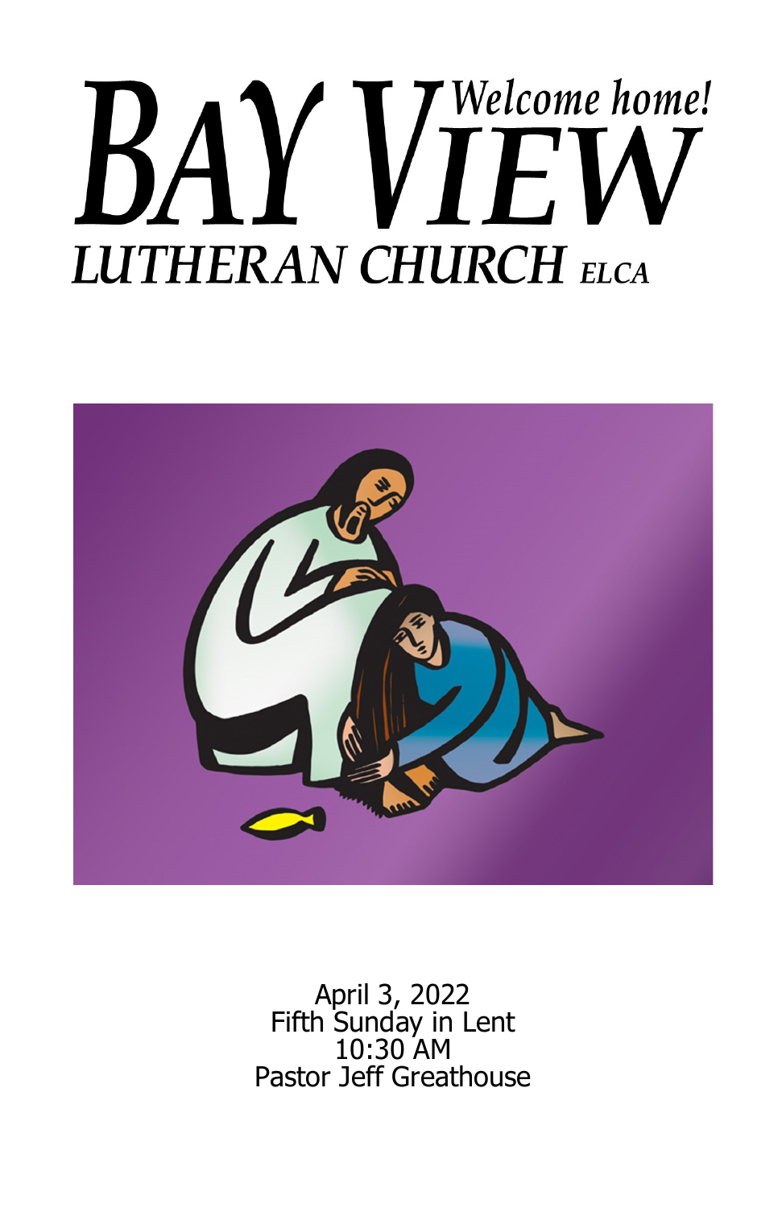# BAY VIEW

*Welcome home!*

## LUTHERAN CHURCH ELCA

April 3, 2022
Fifth Sunday in Lent
10:30 AM
Pastor Jeff Greathouse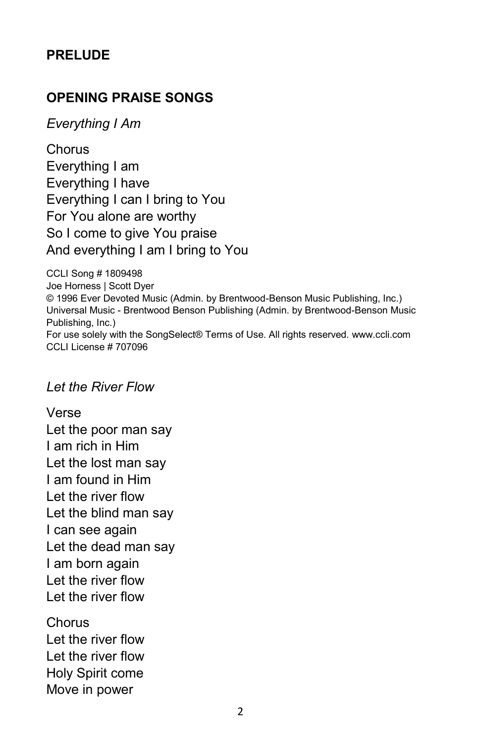## PRELUDE

## OPENING PRAISE SONGS

*Everything I Am*

Chorus
Everything I am
Everything I have
Everything I can I bring to You
For You alone are worthy
So I come to give You praise
And everything I am I bring to You

CCLI Song # 1809498
Joe Horness | Scott Dyer
© 1996 Ever Devoted Music (Admin. by Brentwood-Benson Music Publishing, Inc.)
Universal Music - Brentwood Benson Publishing (Admin. by Brentwood-Benson Music Publishing, Inc.)
For use solely with the SongSelect® Terms of Use. All rights reserved. www.ccli.com
CCLI License # 707096

*Let the River Flow*

Verse
Let the poor man say
I am rich in Him
Let the lost man say
I am found in Him
Let the river flow
Let the blind man say
I can see again
Let the dead man say
I am born again
Let the river flow
Let the river flow

Chorus
Let the river flow
Let the river flow
Holy Spirit come
Move in power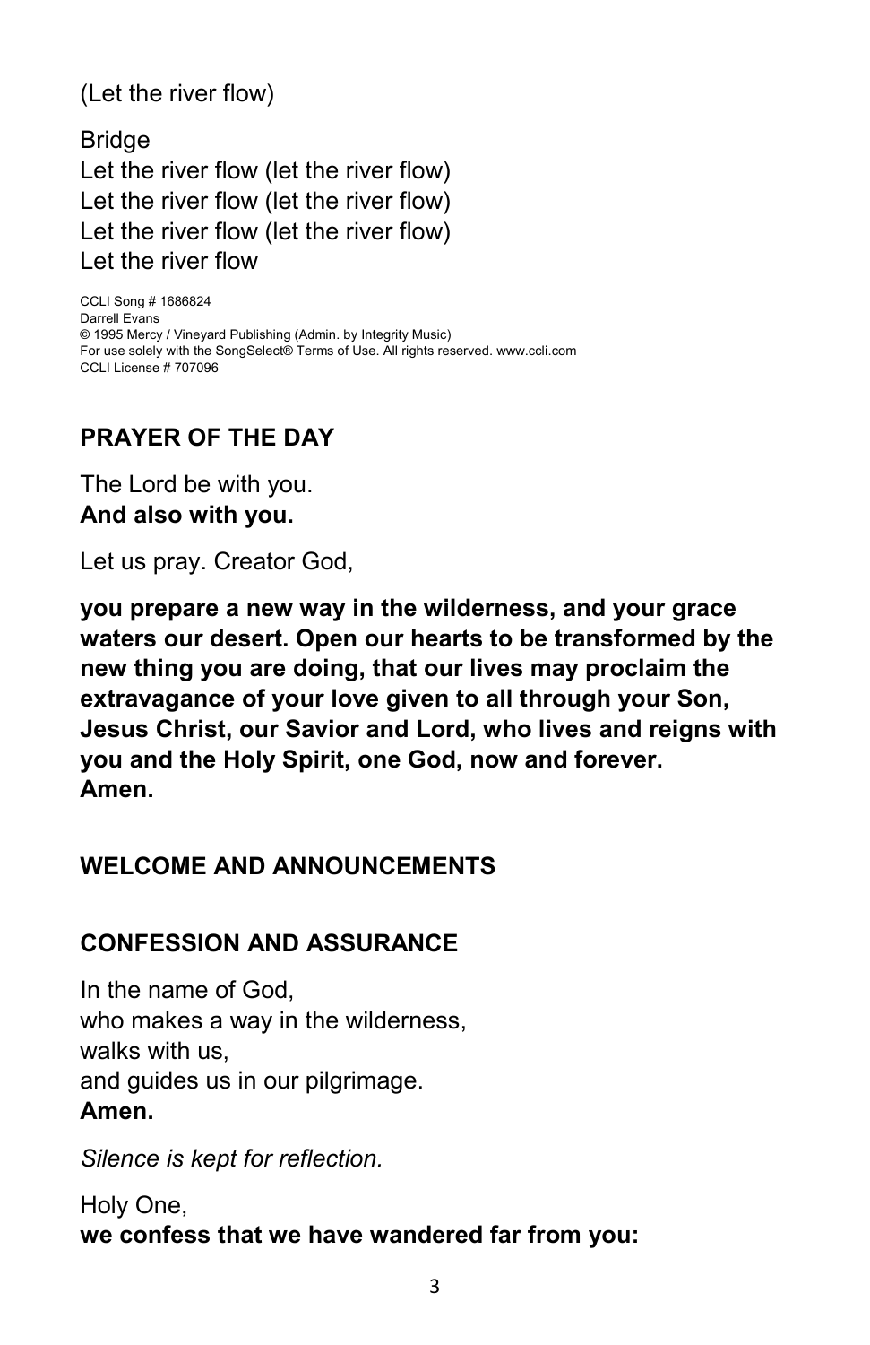(Let the river flow)

Bridge
Let the river flow (let the river flow)
Let the river flow (let the river flow)
Let the river flow (let the river flow)
Let the river flow

CCLI Song # 1686824
Darrell Evans
© 1995 Mercy / Vineyard Publishing (Admin. by Integrity Music)
For use solely with the SongSelect® Terms of Use. All rights reserved. www.ccli.com
CCLI License # 707096

## PRAYER OF THE DAY

The Lord be with you.
**And also with you.**

Let us pray. Creator God,

**you prepare a new way in the wilderness, and your grace waters our desert. Open our hearts to be transformed by the new thing you are doing, that our lives may proclaim the extravagance of your love given to all through your Son, Jesus Christ, our Savior and Lord, who lives and reigns with you and the Holy Spirit, one God, now and forever.**
**Amen.**

## WELCOME AND ANNOUNCEMENTS

## CONFESSION AND ASSURANCE

In the name of God,
who makes a way in the wilderness,
walks with us,
and guides us in our pilgrimage.
**Amen.**

*Silence is kept for reflection.*

Holy One,
**we confess that we have wandered far from you:**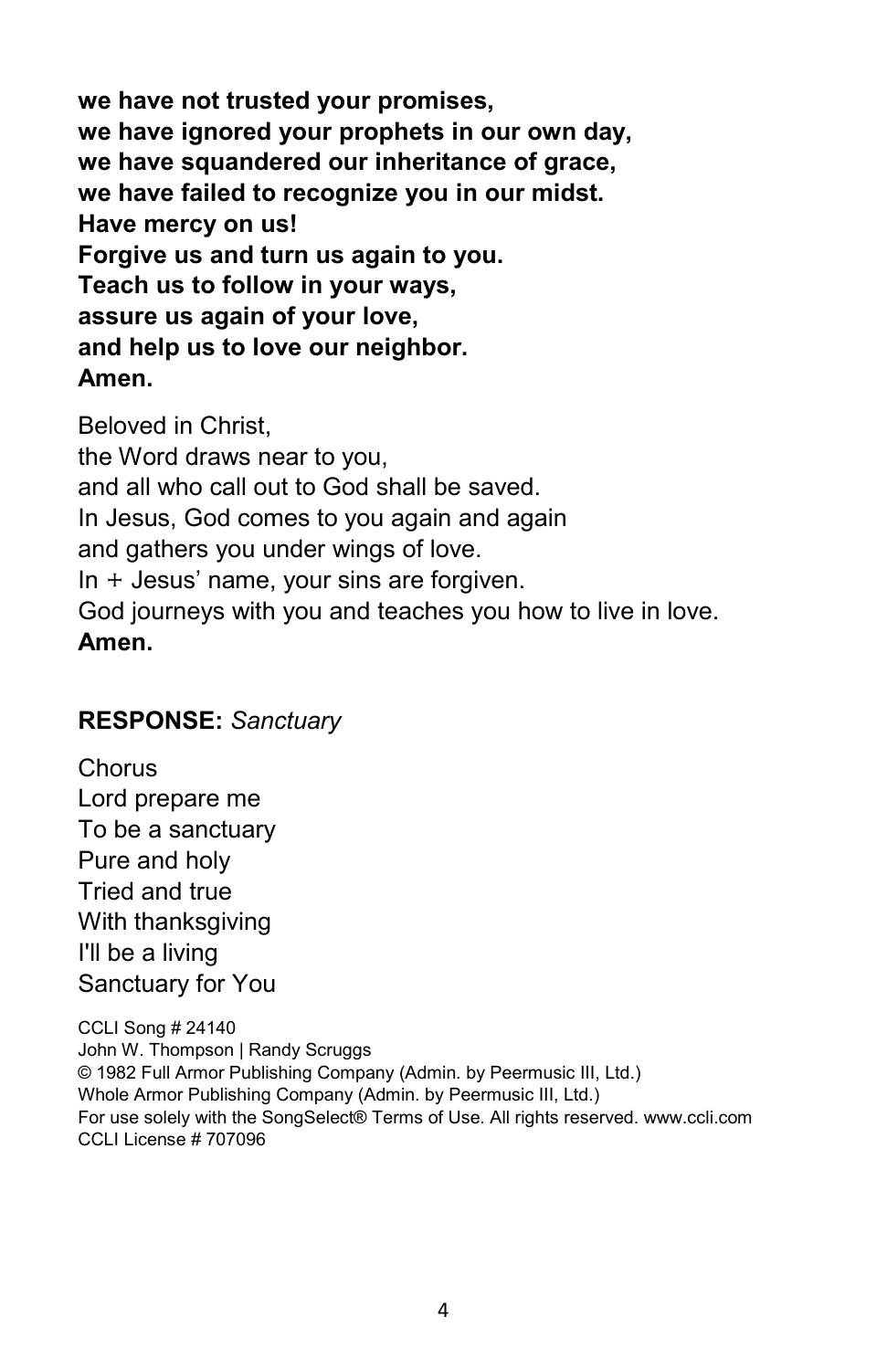**we have not trusted your promises,**
**we have ignored your prophets in our own day,**
**we have squandered our inheritance of grace,**
**we have failed to recognize you in our midst.**
**Have mercy on us!**
**Forgive us and turn us again to you.**
**Teach us to follow in your ways,**
**assure us again of your love,**
**and help us to love our neighbor.**
**Amen.**

Beloved in Christ,
the Word draws near to you,
and all who call out to God shall be saved.
In Jesus, God comes to you again and again
and gathers you under wings of love.
In + Jesus' name, your sins are forgiven.
God journeys with you and teaches you how to live in love.
**Amen.**

**RESPONSE:** *Sanctuary*

Chorus
Lord prepare me
To be a sanctuary
Pure and holy
Tried and true
With thanksgiving
I'll be a living
Sanctuary for You

CCLI Song # 24140
John W. Thompson | Randy Scruggs
© 1982 Full Armor Publishing Company (Admin. by Peermusic III, Ltd.)
Whole Armor Publishing Company (Admin. by Peermusic III, Ltd.)
For use solely with the SongSelect® Terms of Use. All rights reserved. www.ccli.com
CCLI License # 707096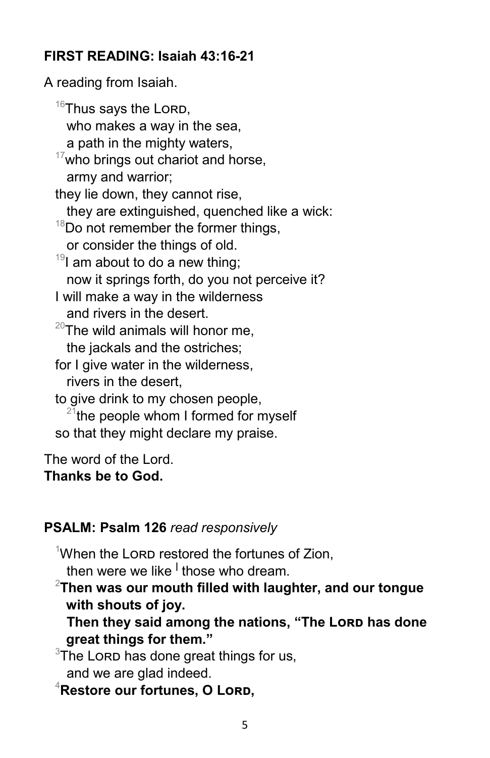**FIRST READING: Isaiah 43:16-21**

A reading from Isaiah.

[16]Thus says the LORD,
who makes a way in the sea,
a path in the mighty waters,
[17]who brings out chariot and horse,
army and warrior;
they lie down, they cannot rise,
they are extinguished, quenched like a wick:
[18]Do not remember the former things,
or consider the things of old.
[19]I am about to do a new thing;
now it springs forth, do you not perceive it?
I will make a way in the wilderness
and rivers in the desert.
[20]The wild animals will honor me,
the jackals and the ostriches;
for I give water in the wilderness,
rivers in the desert,
to give drink to my chosen people,
[21]the people whom I formed for myself
so that they might declare my praise.

The word of the Lord.
**Thanks be to God.**

**PSALM: Psalm 126** *read responsively*

[1]When the LORD restored the fortunes of Zion,
then were we like | those who dream.
[2]**Then was our mouth filled with laughter, and our tongue with shouts of joy.**
**Then they said among the nations, "The LORD has done great things for them."**
[3]The LORD has done great things for us,
and we are glad indeed.
[4]**Restore our fortunes, O LORD,**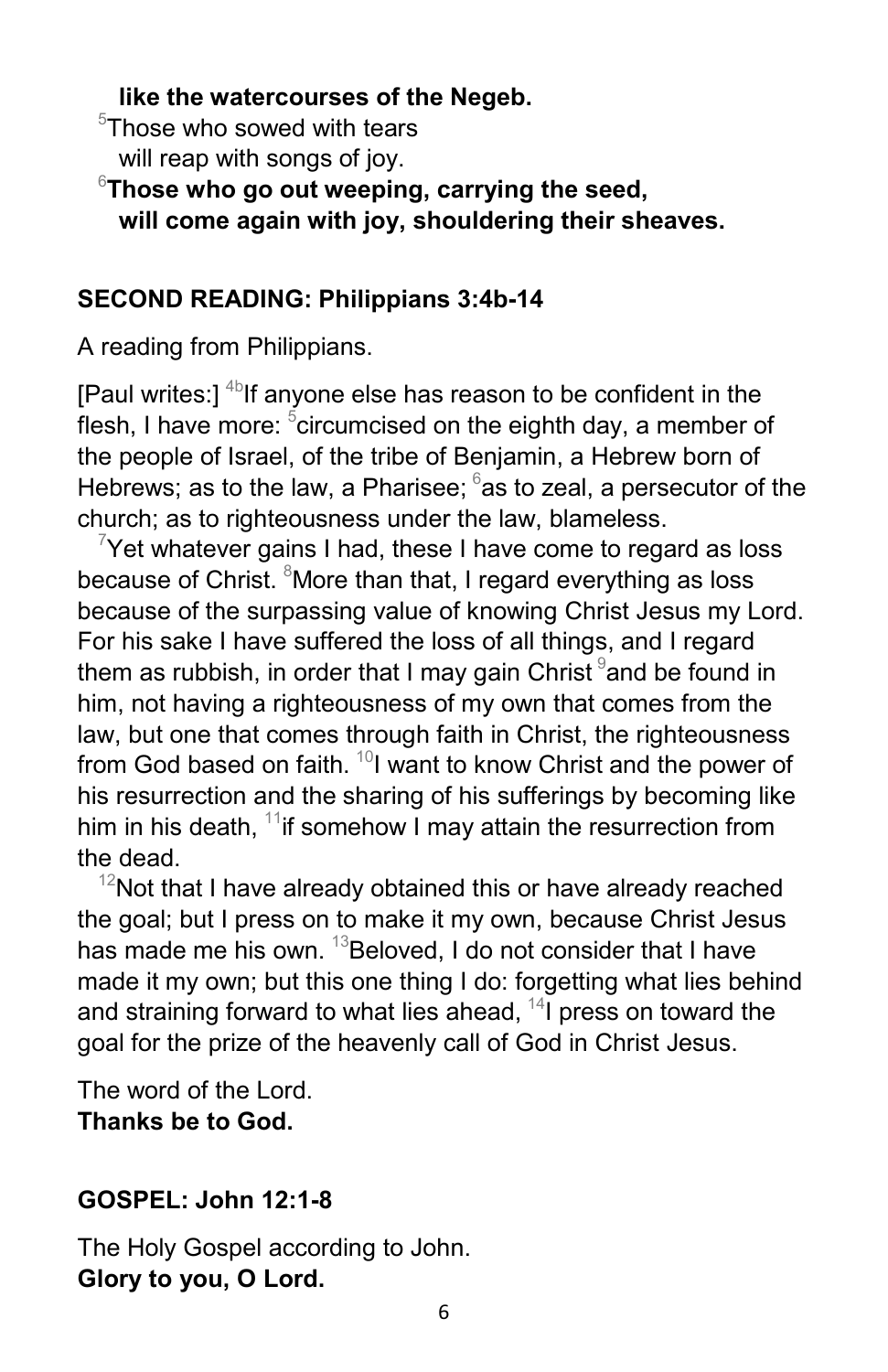**like the watercourses of the Negeb.**

[5]Those who sowed with tears
will reap with songs of joy.

[6]**Those who go out weeping, carrying the seed,
will come again with joy, shouldering their sheaves.**

## SECOND READING: Philippians 3:4b-14

A reading from Philippians.

[Paul writes:] [4b]If anyone else has reason to be confident in the flesh, I have more: [5]circumcised on the eighth day, a member of the people of Israel, of the tribe of Benjamin, a Hebrew born of Hebrews; as to the law, a Pharisee; [6]as to zeal, a persecutor of the church; as to righteousness under the law, blameless.

[7]Yet whatever gains I had, these I have come to regard as loss because of Christ. [8]More than that, I regard everything as loss because of the surpassing value of knowing Christ Jesus my Lord. For his sake I have suffered the loss of all things, and I regard them as rubbish, in order that I may gain Christ [9]and be found in him, not having a righteousness of my own that comes from the law, but one that comes through faith in Christ, the righteousness from God based on faith. [10]I want to know Christ and the power of his resurrection and the sharing of his sufferings by becoming like him in his death, [11]if somehow I may attain the resurrection from the dead.

[12]Not that I have already obtained this or have already reached the goal; but I press on to make it my own, because Christ Jesus has made me his own. [13]Beloved, I do not consider that I have made it my own; but this one thing I do: forgetting what lies behind and straining forward to what lies ahead, [14]I press on toward the goal for the prize of the heavenly call of God in Christ Jesus.

The word of the Lord.
**Thanks be to God.**

## GOSPEL: John 12:1-8

The Holy Gospel according to John.
**Glory to you, O Lord.**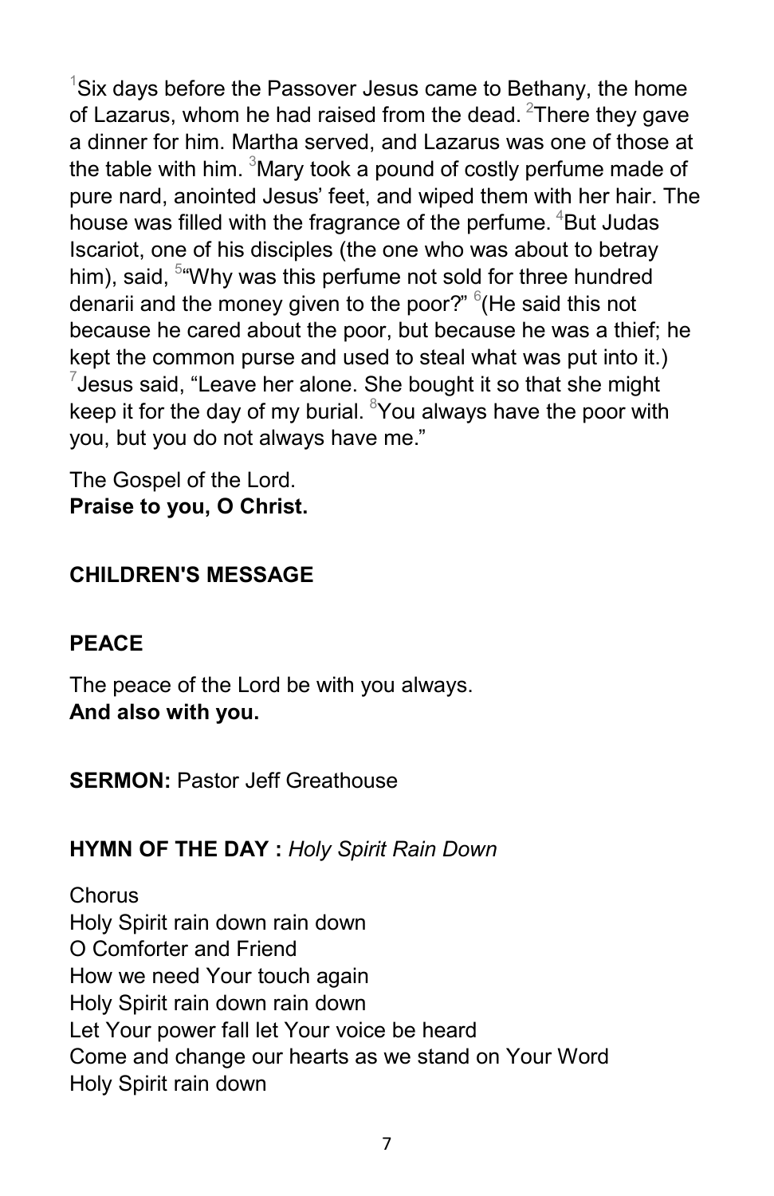[1]Six days before the Passover Jesus came to Bethany, the home of Lazarus, whom he had raised from the dead. [2]There they gave a dinner for him. Martha served, and Lazarus was one of those at the table with him. [3]Mary took a pound of costly perfume made of pure nard, anointed Jesus' feet, and wiped them with her hair. The house was filled with the fragrance of the perfume. [4]But Judas Iscariot, one of his disciples (the one who was about to betray him), said, [5]"Why was this perfume not sold for three hundred denarii and the money given to the poor?" [6](He said this not because he cared about the poor, but because he was a thief; he kept the common purse and used to steal what was put into it.) [7]Jesus said, "Leave her alone. She bought it so that she might keep it for the day of my burial. [8]You always have the poor with you, but you do not always have me."

The Gospel of the Lord.
**Praise to you, O Christ.**

**CHILDREN'S MESSAGE**

**PEACE**

The peace of the Lord be with you always.
**And also with you.**

**SERMON:** Pastor Jeff Greathouse

**HYMN OF THE DAY :** *Holy Spirit Rain Down*

Chorus
Holy Spirit rain down rain down
O Comforter and Friend
How we need Your touch again
Holy Spirit rain down rain down
Let Your power fall let Your voice be heard
Come and change our hearts as we stand on Your Word
Holy Spirit rain down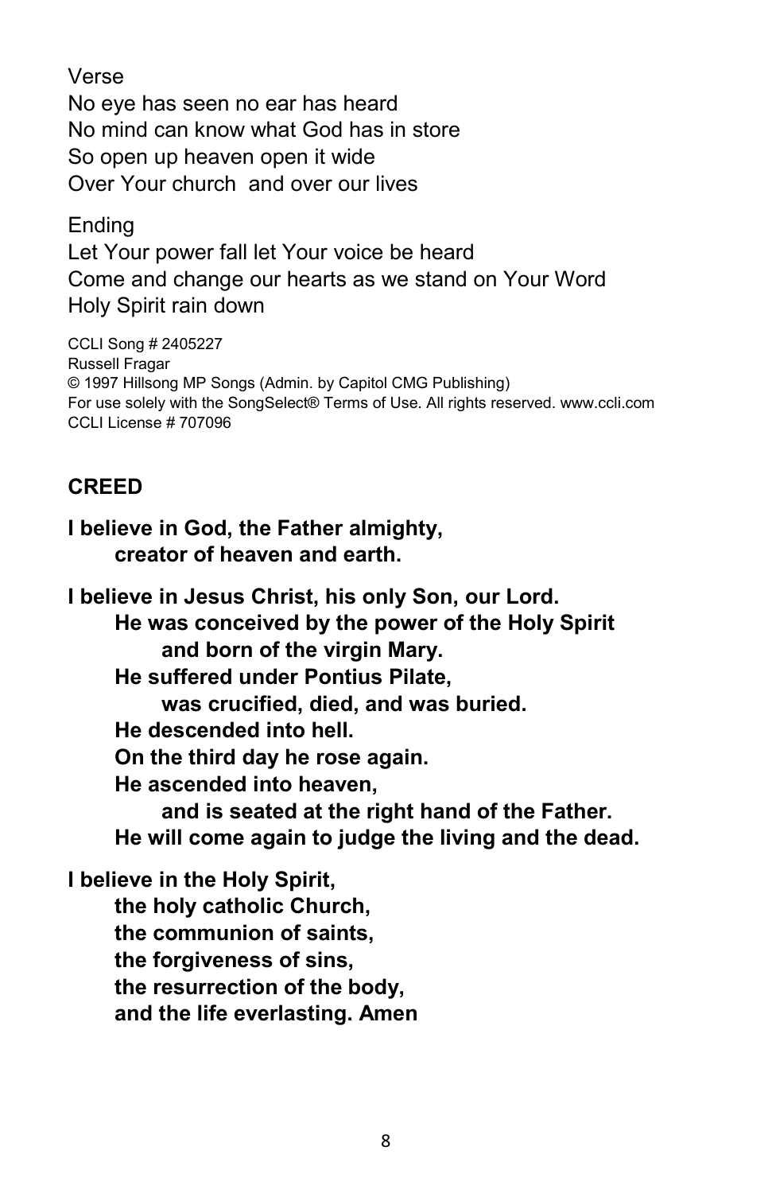Verse
No eye has seen no ear has heard
No mind can know what God has in store
So open up heaven open it wide
Over Your church  and over our lives

Ending
Let Your power fall let Your voice be heard
Come and change our hearts as we stand on Your Word
Holy Spirit rain down

CCLI Song # 2405227
Russell Fragar
© 1997 Hillsong MP Songs (Admin. by Capitol CMG Publishing)
For use solely with the SongSelect® Terms of Use. All rights reserved. www.ccli.com
CCLI License # 707096

**CREED**

**I believe in God, the Father almighty,**
**creator of heaven and earth.**

**I believe in Jesus Christ, his only Son, our Lord.**
**He was conceived by the power of the Holy Spirit**
**and born of the virgin Mary.**
**He suffered under Pontius Pilate,**
**was crucified, died, and was buried.**
**He descended into hell.**
**On the third day he rose again.**
**He ascended into heaven,**
**and is seated at the right hand of the Father.**
**He will come again to judge the living and the dead.**

**I believe in the Holy Spirit,**
**the holy catholic Church,**
**the communion of saints,**
**the forgiveness of sins,**
**the resurrection of the body,**
**and the life everlasting. Amen**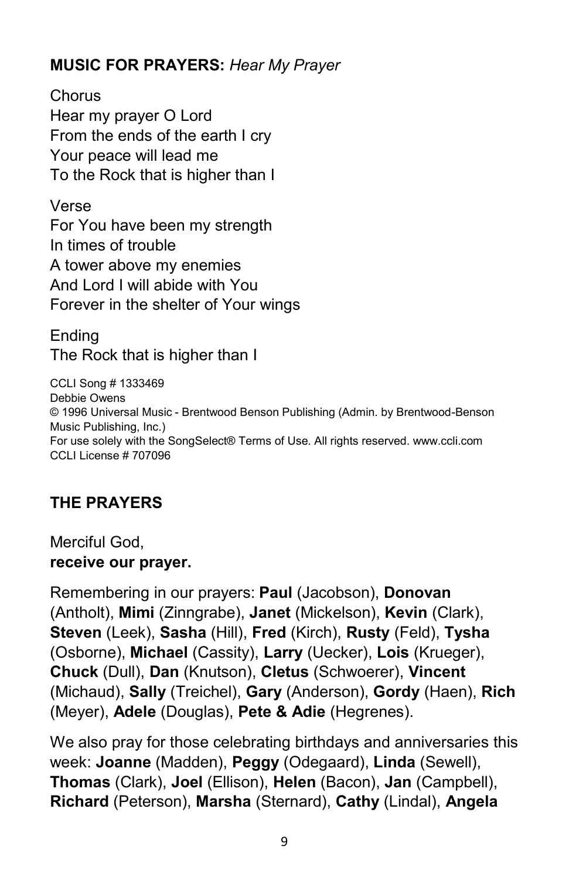**MUSIC FOR PRAYERS:** *Hear My Prayer*

Chorus
Hear my prayer O Lord
From the ends of the earth I cry
Your peace will lead me
To the Rock that is higher than I

Verse
For You have been my strength
In times of trouble
A tower above my enemies
And Lord I will abide with You
Forever in the shelter of Your wings

Ending
The Rock that is higher than I

CCLI Song # 1333469
Debbie Owens
© 1996 Universal Music - Brentwood Benson Publishing (Admin. by Brentwood-Benson Music Publishing, Inc.)
For use solely with the SongSelect® Terms of Use. All rights reserved. www.ccli.com
CCLI License # 707096

## THE PRAYERS

Merciful God,
**receive our prayer.**

Remembering in our prayers: **Paul** (Jacobson), **Donovan** (Antholt), **Mimi** (Zinngrabe), **Janet** (Mickelson), **Kevin** (Clark), **Steven** (Leek), **Sasha** (Hill), **Fred** (Kirch), **Rusty** (Feld), **Tysha** (Osborne), **Michael** (Cassity), **Larry** (Uecker), **Lois** (Krueger), **Chuck** (Dull), **Dan** (Knutson), **Cletus** (Schwoerer), **Vincent** (Michaud), **Sally** (Treichel), **Gary** (Anderson), **Gordy** (Haen), **Rich** (Meyer), **Adele** (Douglas), **Pete & Adie** (Hegrenes).

We also pray for those celebrating birthdays and anniversaries this week: **Joanne** (Madden), **Peggy** (Odegaard), **Linda** (Sewell), **Thomas** (Clark), **Joel** (Ellison), **Helen** (Bacon), **Jan** (Campbell), **Richard** (Peterson), **Marsha** (Sternard), **Cathy** (Lindal), **Angela**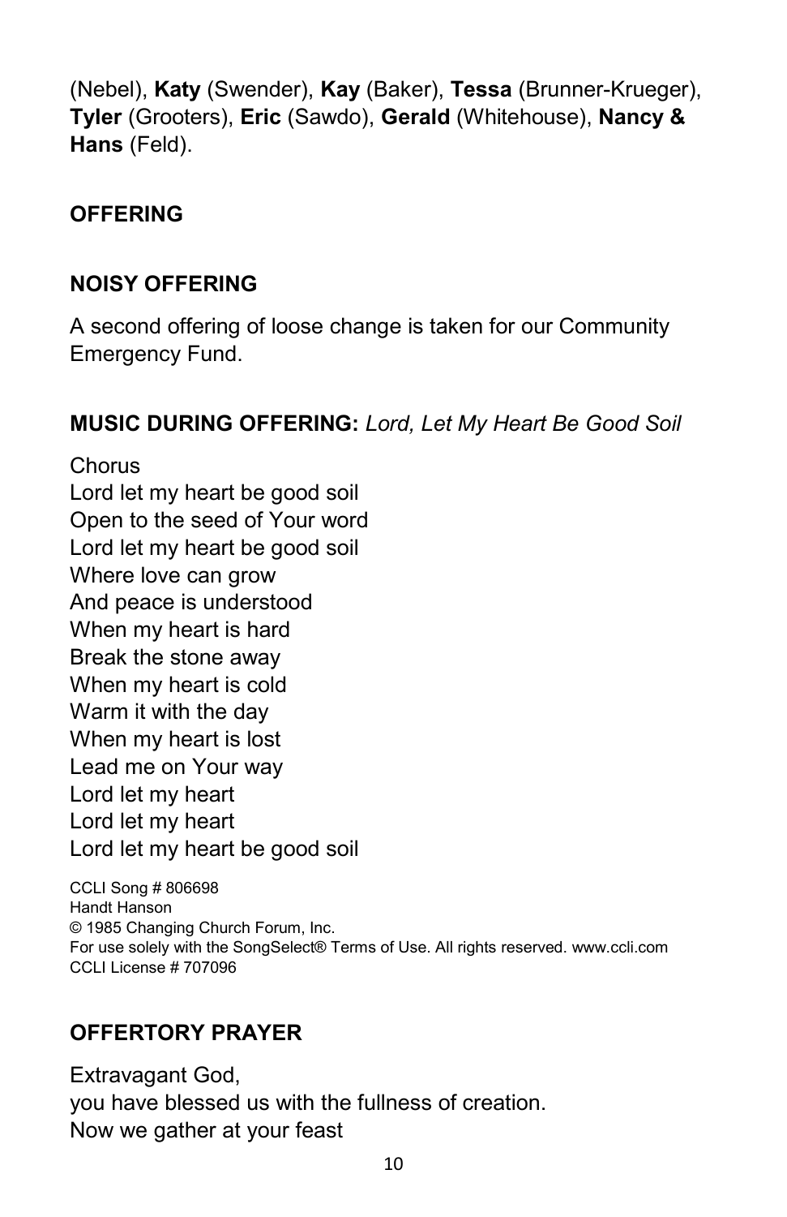(Nebel), **Katy** (Swender), **Kay** (Baker), **Tessa** (Brunner-Krueger), **Tyler** (Grooters), **Eric** (Sawdo), **Gerald** (Whitehouse), **Nancy & Hans** (Feld).

## OFFERING

## NOISY OFFERING

A second offering of loose change is taken for our Community Emergency Fund.

## MUSIC DURING OFFERING: *Lord, Let My Heart Be Good Soil*

Chorus
Lord let my heart be good soil
Open to the seed of Your word
Lord let my heart be good soil
Where love can grow
And peace is understood
When my heart is hard
Break the stone away
When my heart is cold
Warm it with the day
When my heart is lost
Lead me on Your way
Lord let my heart
Lord let my heart
Lord let my heart be good soil

CCLI Song # 806698
Handt Hanson
© 1985 Changing Church Forum, Inc.
For use solely with the SongSelect® Terms of Use. All rights reserved. www.ccli.com
CCLI License # 707096

## OFFERTORY PRAYER

Extravagant God,
you have blessed us with the fullness of creation.
Now we gather at your feast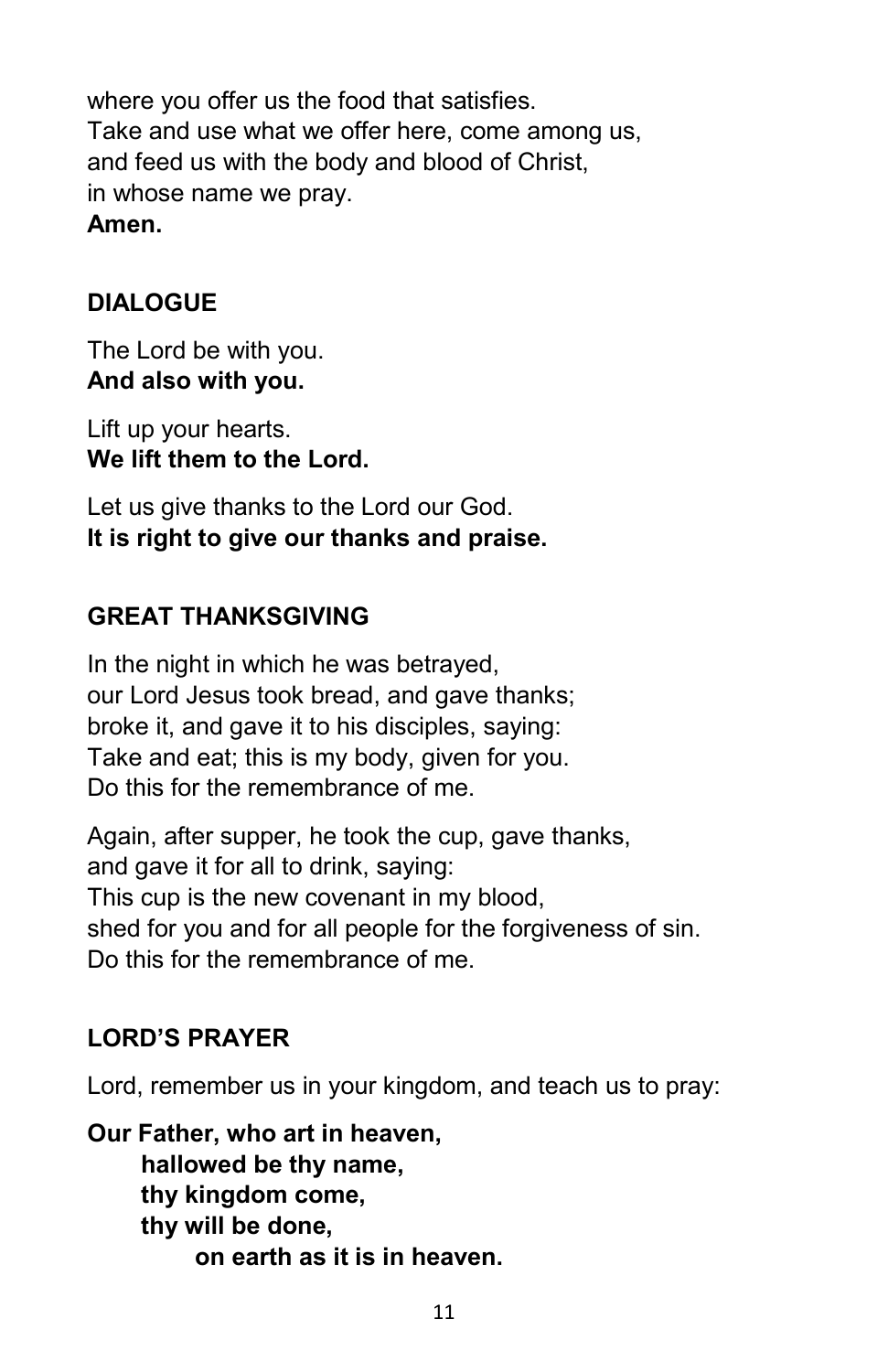where you offer us the food that satisfies.
Take and use what we offer here, come among us,
and feed us with the body and blood of Christ,
in whose name we pray.
**Amen.**

## DIALOGUE

The Lord be with you.
**And also with you.**

Lift up your hearts.
**We lift them to the Lord.**

Let us give thanks to the Lord our God.
**It is right to give our thanks and praise.**

## GREAT THANKSGIVING

In the night in which he was betrayed,
our Lord Jesus took bread, and gave thanks;
broke it, and gave it to his disciples, saying:
Take and eat; this is my body, given for you.
Do this for the remembrance of me.

Again, after supper, he took the cup, gave thanks,
and gave it for all to drink, saying:
This cup is the new covenant in my blood,
shed for you and for all people for the forgiveness of sin.
Do this for the remembrance of me.

## LORD'S PRAYER

Lord, remember us in your kingdom, and teach us to pray:

**Our Father, who art in heaven,**
**hallowed be thy name,**
**thy kingdom come,**
**thy will be done,**
**on earth as it is in heaven.**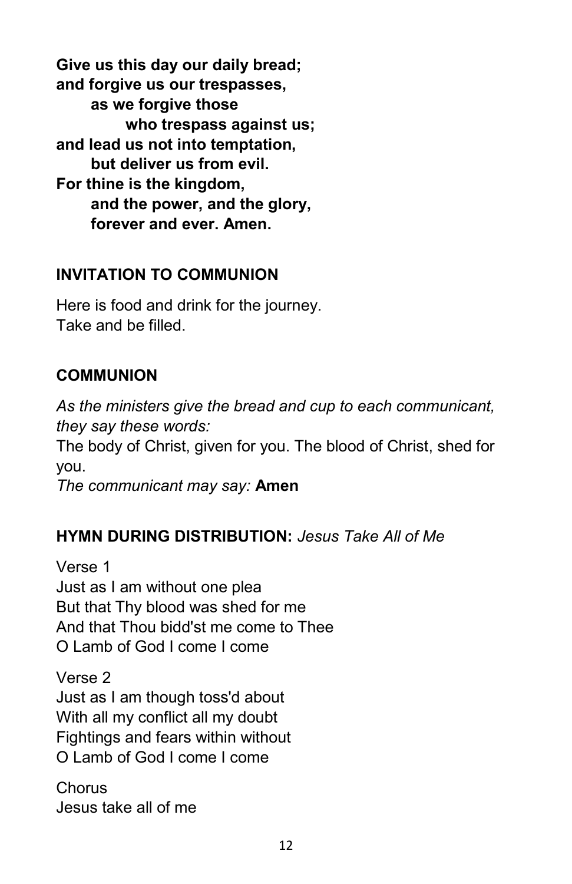**Give us this day our daily bread;**
**and forgive us our trespasses,**
**as we forgive those**
**who trespass against us;**
**and lead us not into temptation,**
**but deliver us from evil.**
**For thine is the kingdom,**
**and the power, and the glory,**
**forever and ever. Amen.**

## INVITATION TO COMMUNION

Here is food and drink for the journey.
Take and be filled.

## COMMUNION

*As the ministers give the bread and cup to each communicant, they say these words:*
The body of Christ, given for you. The blood of Christ, shed for you.
*The communicant may say:* **Amen**

## HYMN DURING DISTRIBUTION: *Jesus Take All of Me*

Verse 1
Just as I am without one plea
But that Thy blood was shed for me
And that Thou bidd'st me come to Thee
O Lamb of God I come I come

Verse 2
Just as I am though toss'd about
With all my conflict all my doubt
Fightings and fears within without
O Lamb of God I come I come

Chorus
Jesus take all of me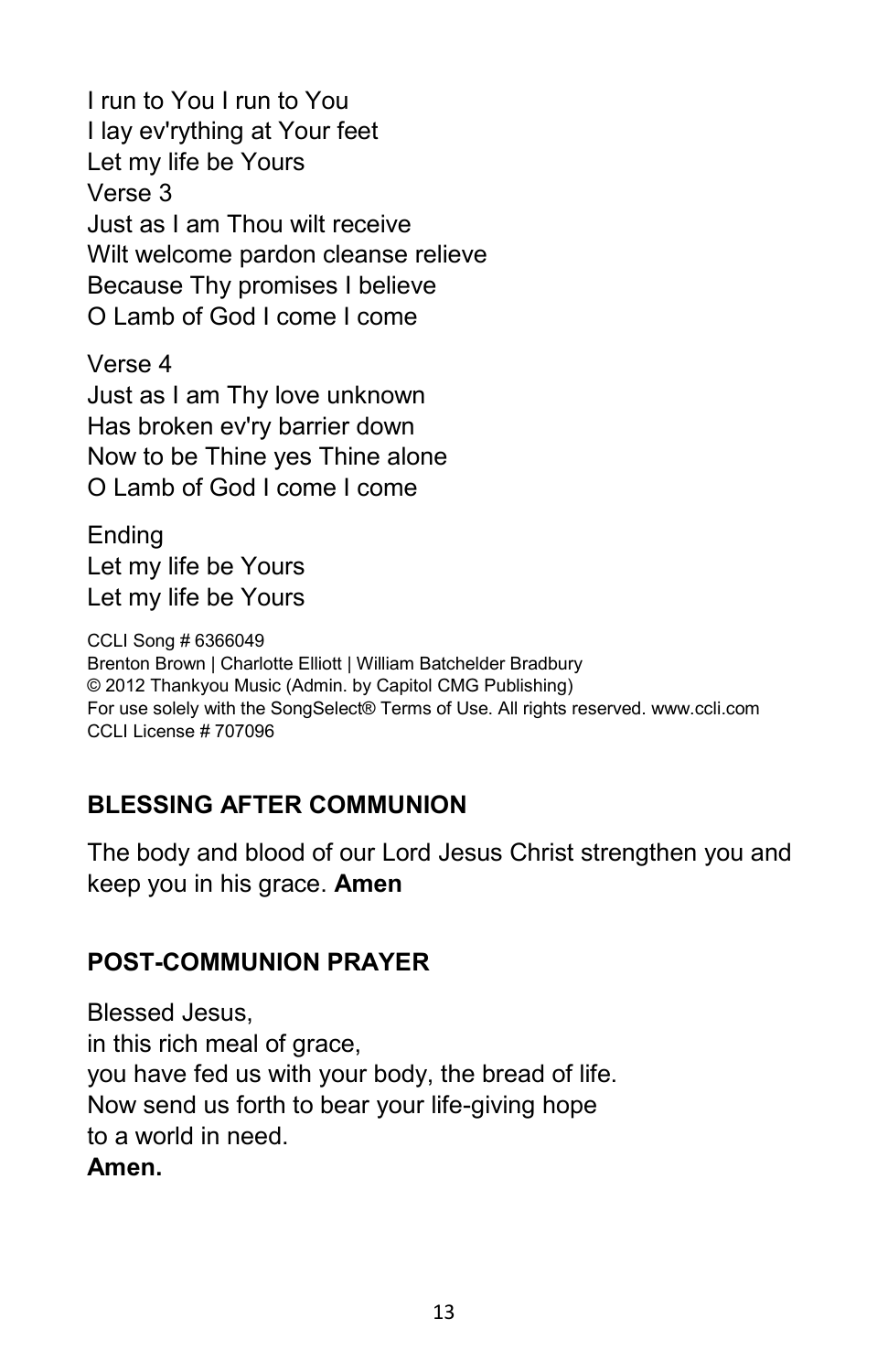I run to You I run to You
I lay ev'rything at Your feet
Let my life be Yours
Verse 3
Just as I am Thou wilt receive
Wilt welcome pardon cleanse relieve
Because Thy promises I believe
O Lamb of God I come I come

Verse 4
Just as I am Thy love unknown
Has broken ev'ry barrier down
Now to be Thine yes Thine alone
O Lamb of God I come I come

Ending
Let my life be Yours
Let my life be Yours

CCLI Song # 6366049
Brenton Brown | Charlotte Elliott | William Batchelder Bradbury
© 2012 Thankyou Music (Admin. by Capitol CMG Publishing)
For use solely with the SongSelect® Terms of Use. All rights reserved. www.ccli.com
CCLI License # 707096

## BLESSING AFTER COMMUNION

The body and blood of our Lord Jesus Christ strengthen you and keep you in his grace. **Amen**

## POST-COMMUNION PRAYER

Blessed Jesus,
in this rich meal of grace,
you have fed us with your body, the bread of life.
Now send us forth to bear your life-giving hope
to a world in need.
**Amen.**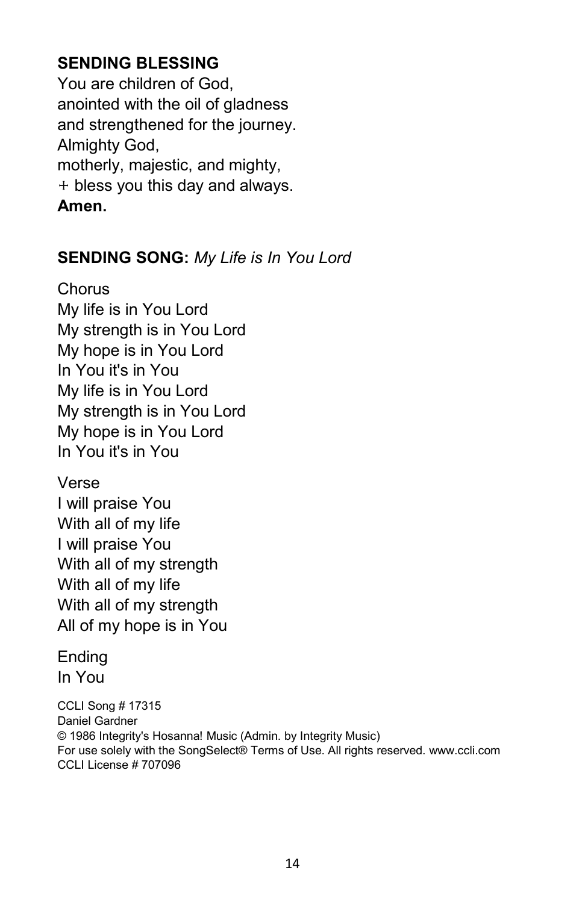**SENDING BLESSING**

You are children of God,
anointed with the oil of gladness
and strengthened for the journey.
Almighty God,
motherly, majestic, and mighty,
+ bless you this day and always.
**Amen.**

**SENDING SONG:** *My Life is In You Lord*

Chorus
My life is in You Lord
My strength is in You Lord
My hope is in You Lord
In You it's in You
My life is in You Lord
My strength is in You Lord
My hope is in You Lord
In You it's in You

Verse
I will praise You
With all of my life
I will praise You
With all of my strength
With all of my life
With all of my strength
All of my hope is in You

Ending
In You

CCLI Song # 17315
Daniel Gardner
© 1986 Integrity's Hosanna! Music (Admin. by Integrity Music)
For use solely with the SongSelect® Terms of Use. All rights reserved. www.ccli.com
CCLI License # 707096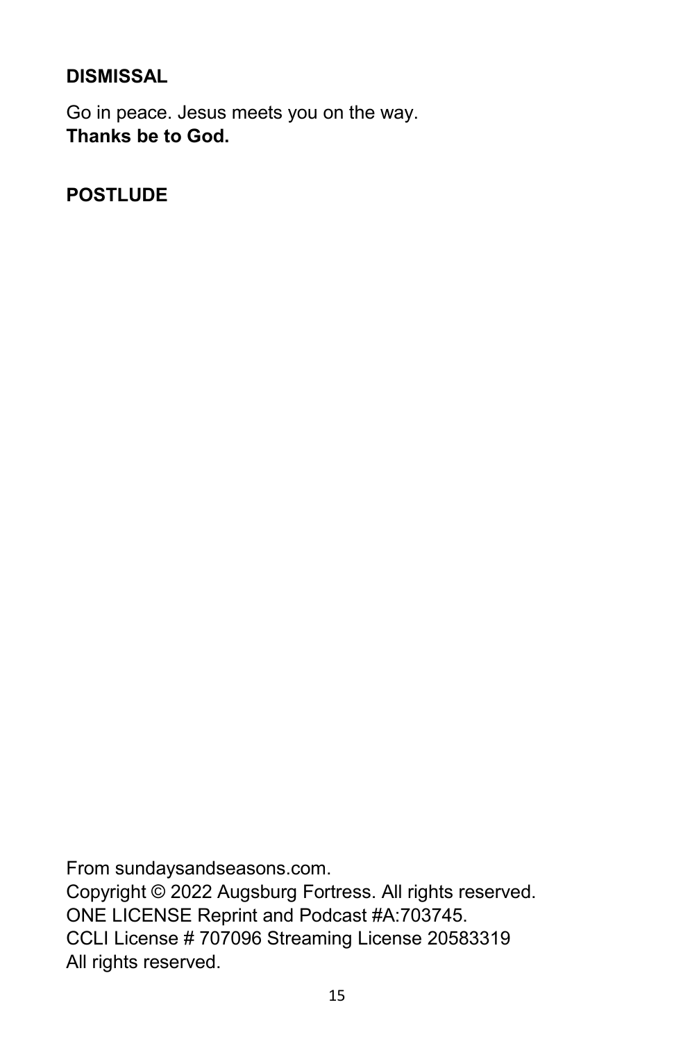**DISMISSAL**

Go in peace. Jesus meets you on the way.
**Thanks be to God.**

**POSTLUDE**

From sundaysandseasons.com.
Copyright © 2022 Augsburg Fortress. All rights reserved.
ONE LICENSE Reprint and Podcast #A:703745.
CCLI License # 707096 Streaming License 20583319
All rights reserved.